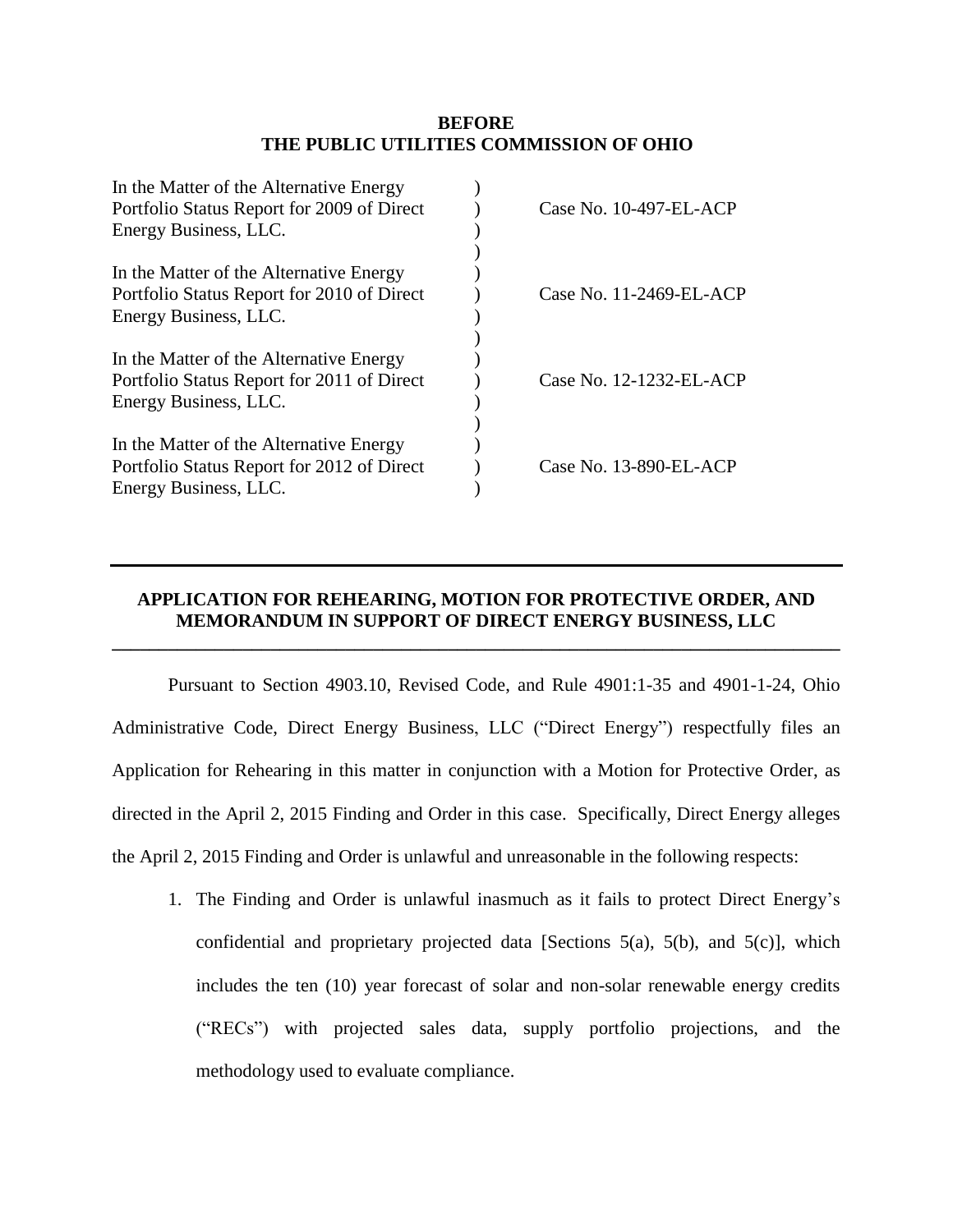**BEFORE**
**THE PUBLIC UTILITIES COMMISSION OF OHIO**

| | | |
|---|---|---|
| In the Matter of the Alternative Energy Portfolio Status Report for 2009 of Direct Energy Business, LLC. | ) | Case No. 10-497-EL-ACP |
| In the Matter of the Alternative Energy Portfolio Status Report for 2010 of Direct Energy Business, LLC. | ) | Case No. 11-2469-EL-ACP |
| In the Matter of the Alternative Energy Portfolio Status Report for 2011 of Direct Energy Business, LLC. | ) | Case No. 12-1232-EL-ACP |
| In the Matter of the Alternative Energy Portfolio Status Report for 2012 of Direct Energy Business, LLC. | ) | Case No. 13-890-EL-ACP |

---

**APPLICATION FOR REHEARING, MOTION FOR PROTECTIVE ORDER, AND MEMORANDUM IN SUPPORT OF DIRECT ENERGY BUSINESS, LLC**

---

Pursuant to Section 4903.10, Revised Code, and Rule 4901:1-35 and 4901-1-24, Ohio Administrative Code, Direct Energy Business, LLC ("Direct Energy") respectfully files an Application for Rehearing in this matter in conjunction with a Motion for Protective Order, as directed in the April 2, 2015 Finding and Order in this case. Specifically, Direct Energy alleges the April 2, 2015 Finding and Order is unlawful and unreasonable in the following respects:

1. The Finding and Order is unlawful inasmuch as it fails to protect Direct Energy's confidential and proprietary projected data [Sections 5(a), 5(b), and 5(c)], which includes the ten (10) year forecast of solar and non-solar renewable energy credits ("RECs") with projected sales data, supply portfolio projections, and the methodology used to evaluate compliance.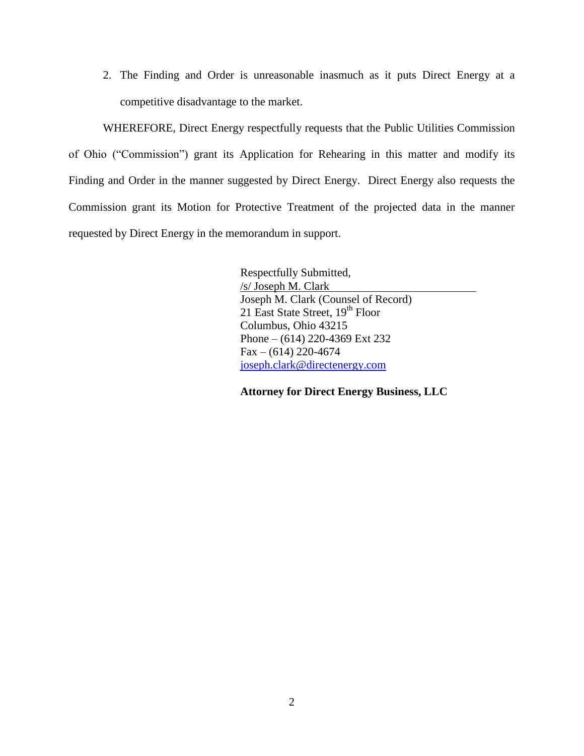2. The Finding and Order is unreasonable inasmuch as it puts Direct Energy at a competitive disadvantage to the market.

WHEREFORE, Direct Energy respectfully requests that the Public Utilities Commission of Ohio ("Commission") grant its Application for Rehearing in this matter and modify its Finding and Order in the manner suggested by Direct Energy. Direct Energy also requests the Commission grant its Motion for Protective Treatment of the projected data in the manner requested by Direct Energy in the memorandum in support.

Respectfully Submitted,
/s/ Joseph M. Clark
Joseph M. Clark (Counsel of Record)
21 East State Street, 19th Floor
Columbus, Ohio 43215
Phone – (614) 220-4369 Ext 232
Fax – (614) 220-4674
joseph.clark@directenergy.com

**Attorney for Direct Energy Business, LLC**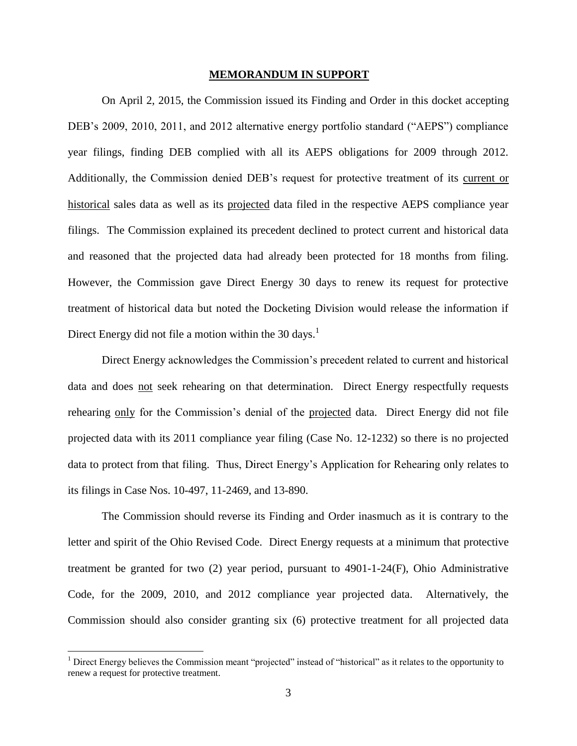**MEMORANDUM IN SUPPORT**

On April 2, 2015, the Commission issued its Finding and Order in this docket accepting DEB's 2009, 2010, 2011, and 2012 alternative energy portfolio standard ("AEPS") compliance year filings, finding DEB complied with all its AEPS obligations for 2009 through 2012. Additionally, the Commission denied DEB's request for protective treatment of its <u>current or historical</u> sales data as well as its <u>projected</u> data filed in the respective AEPS compliance year filings. The Commission explained its precedent declined to protect current and historical data and reasoned that the projected data had already been protected for 18 months from filing. However, the Commission gave Direct Energy 30 days to renew its request for protective treatment of historical data but noted the Docketing Division would release the information if Direct Energy did not file a motion within the 30 days.[1]

Direct Energy acknowledges the Commission's precedent related to current and historical data and does <u>not</u> seek rehearing on that determination. Direct Energy respectfully requests rehearing <u>only</u> for the Commission's denial of the <u>projected</u> data. Direct Energy did not file projected data with its 2011 compliance year filing (Case No. 12-1232) so there is no projected data to protect from that filing. Thus, Direct Energy's Application for Rehearing only relates to its filings in Case Nos. 10-497, 11-2469, and 13-890.

The Commission should reverse its Finding and Order inasmuch as it is contrary to the letter and spirit of the Ohio Revised Code. Direct Energy requests at a minimum that protective treatment be granted for two (2) year period, pursuant to 4901-1-24(F), Ohio Administrative Code, for the 2009, 2010, and 2012 compliance year projected data. Alternatively, the Commission should also consider granting six (6) protective treatment for all projected data

---

[1] Direct Energy believes the Commission meant "projected" instead of "historical" as it relates to the opportunity to renew a request for protective treatment.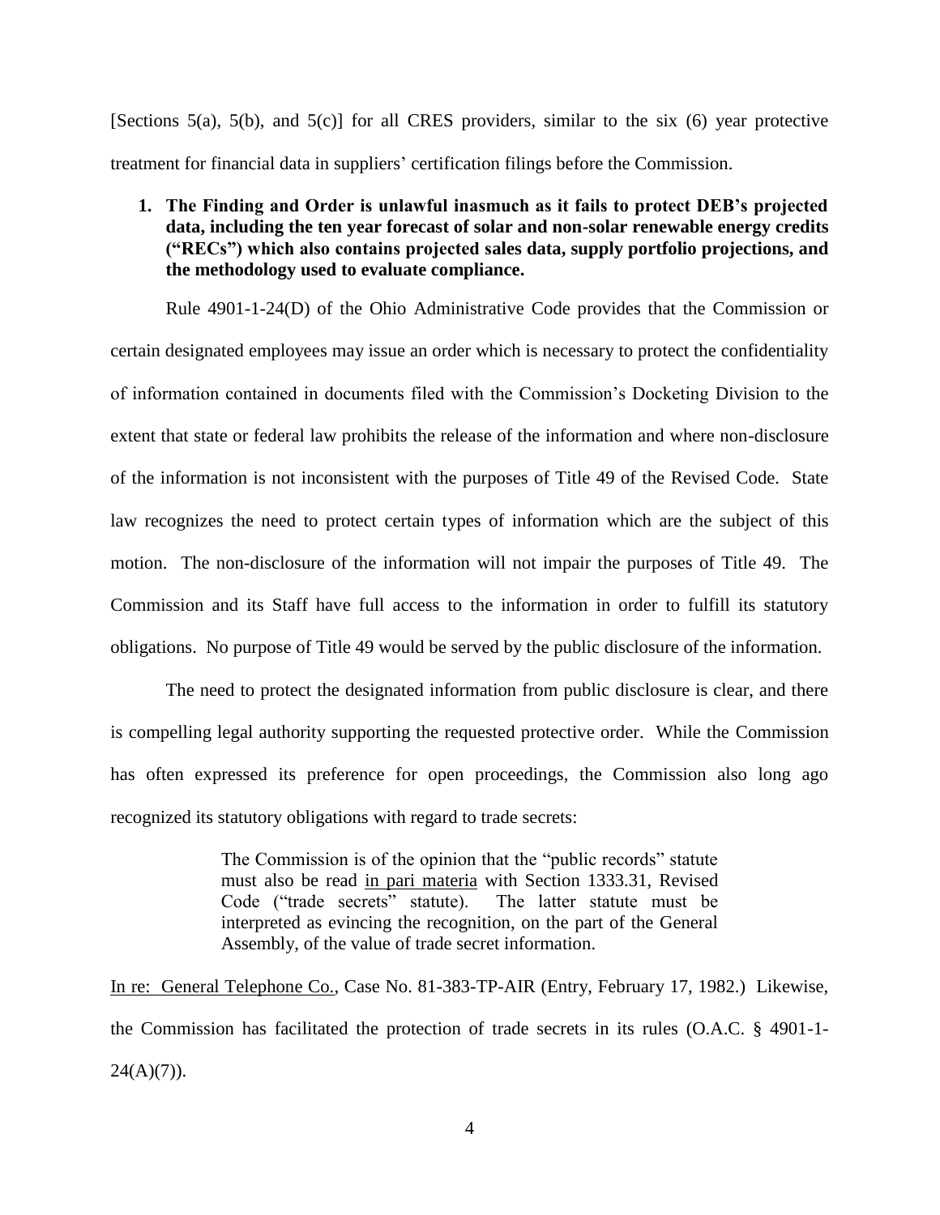[Sections 5(a), 5(b), and 5(c)] for all CRES providers, similar to the six (6) year protective treatment for financial data in suppliers' certification filings before the Commission.

**1. The Finding and Order is unlawful inasmuch as it fails to protect DEB's projected data, including the ten year forecast of solar and non-solar renewable energy credits ("RECs") which also contains projected sales data, supply portfolio projections, and the methodology used to evaluate compliance.**

Rule 4901-1-24(D) of the Ohio Administrative Code provides that the Commission or certain designated employees may issue an order which is necessary to protect the confidentiality of information contained in documents filed with the Commission's Docketing Division to the extent that state or federal law prohibits the release of the information and where non-disclosure of the information is not inconsistent with the purposes of Title 49 of the Revised Code. State law recognizes the need to protect certain types of information which are the subject of this motion. The non-disclosure of the information will not impair the purposes of Title 49. The Commission and its Staff have full access to the information in order to fulfill its statutory obligations. No purpose of Title 49 would be served by the public disclosure of the information.

The need to protect the designated information from public disclosure is clear, and there is compelling legal authority supporting the requested protective order. While the Commission has often expressed its preference for open proceedings, the Commission also long ago recognized its statutory obligations with regard to trade secrets:

> The Commission is of the opinion that the "public records" statute must also be read in pari materia with Section 1333.31, Revised Code ("trade secrets" statute). The latter statute must be interpreted as evincing the recognition, on the part of the General Assembly, of the value of trade secret information.

In re: General Telephone Co., Case No. 81-383-TP-AIR (Entry, February 17, 1982.) Likewise, the Commission has facilitated the protection of trade secrets in its rules (O.A.C. § 4901-1-24(A)(7)).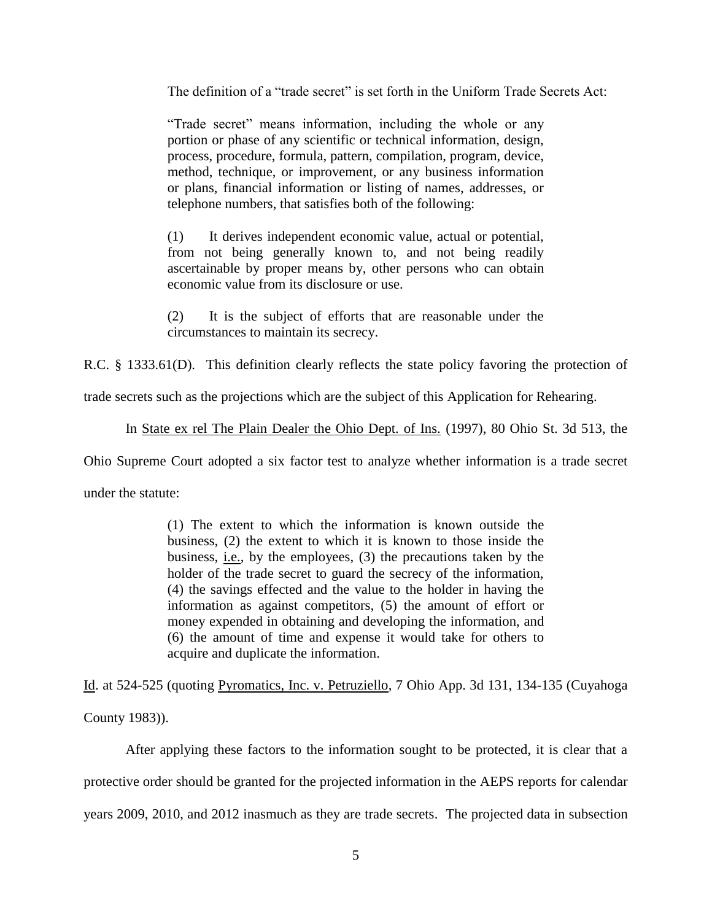The definition of a "trade secret" is set forth in the Uniform Trade Secrets Act:

> "Trade secret" means information, including the whole or any portion or phase of any scientific or technical information, design, process, procedure, formula, pattern, compilation, program, device, method, technique, or improvement, or any business information or plans, financial information or listing of names, addresses, or telephone numbers, that satisfies both of the following:
>
> (1) It derives independent economic value, actual or potential, from not being generally known to, and not being readily ascertainable by proper means by, other persons who can obtain economic value from its disclosure or use.
>
> (2) It is the subject of efforts that are reasonable under the circumstances to maintain its secrecy.

R.C. § 1333.61(D). This definition clearly reflects the state policy favoring the protection of trade secrets such as the projections which are the subject of this Application for Rehearing.

In State ex rel The Plain Dealer the Ohio Dept. of Ins. (1997), 80 Ohio St. 3d 513, the Ohio Supreme Court adopted a six factor test to analyze whether information is a trade secret under the statute:

> (1) The extent to which the information is known outside the business, (2) the extent to which it is known to those inside the business, i.e., by the employees, (3) the precautions taken by the holder of the trade secret to guard the secrecy of the information, (4) the savings effected and the value to the holder in having the information as against competitors, (5) the amount of effort or money expended in obtaining and developing the information, and (6) the amount of time and expense it would take for others to acquire and duplicate the information.

Id. at 524-525 (quoting Pyromatics, Inc. v. Petruziello, 7 Ohio App. 3d 131, 134-135 (Cuyahoga County 1983)).

After applying these factors to the information sought to be protected, it is clear that a protective order should be granted for the projected information in the AEPS reports for calendar years 2009, 2010, and 2012 inasmuch as they are trade secrets. The projected data in subsection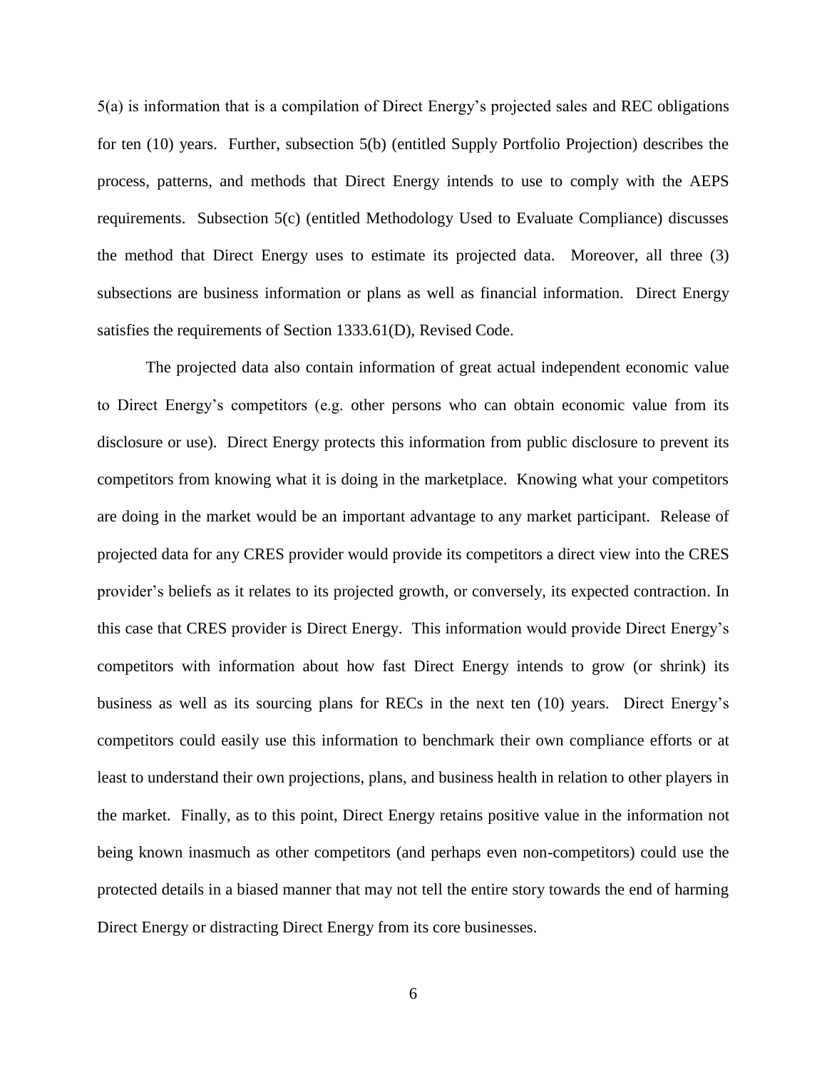5(a) is information that is a compilation of Direct Energy's projected sales and REC obligations for ten (10) years. Further, subsection 5(b) (entitled Supply Portfolio Projection) describes the process, patterns, and methods that Direct Energy intends to use to comply with the AEPS requirements. Subsection 5(c) (entitled Methodology Used to Evaluate Compliance) discusses the method that Direct Energy uses to estimate its projected data. Moreover, all three (3) subsections are business information or plans as well as financial information. Direct Energy satisfies the requirements of Section 1333.61(D), Revised Code.

The projected data also contain information of great actual independent economic value to Direct Energy's competitors (e.g. other persons who can obtain economic value from its disclosure or use). Direct Energy protects this information from public disclosure to prevent its competitors from knowing what it is doing in the marketplace. Knowing what your competitors are doing in the market would be an important advantage to any market participant. Release of projected data for any CRES provider would provide its competitors a direct view into the CRES provider's beliefs as it relates to its projected growth, or conversely, its expected contraction. In this case that CRES provider is Direct Energy. This information would provide Direct Energy's competitors with information about how fast Direct Energy intends to grow (or shrink) its business as well as its sourcing plans for RECs in the next ten (10) years. Direct Energy's competitors could easily use this information to benchmark their own compliance efforts or at least to understand their own projections, plans, and business health in relation to other players in the market. Finally, as to this point, Direct Energy retains positive value in the information not being known inasmuch as other competitors (and perhaps even non-competitors) could use the protected details in a biased manner that may not tell the entire story towards the end of harming Direct Energy or distracting Direct Energy from its core businesses.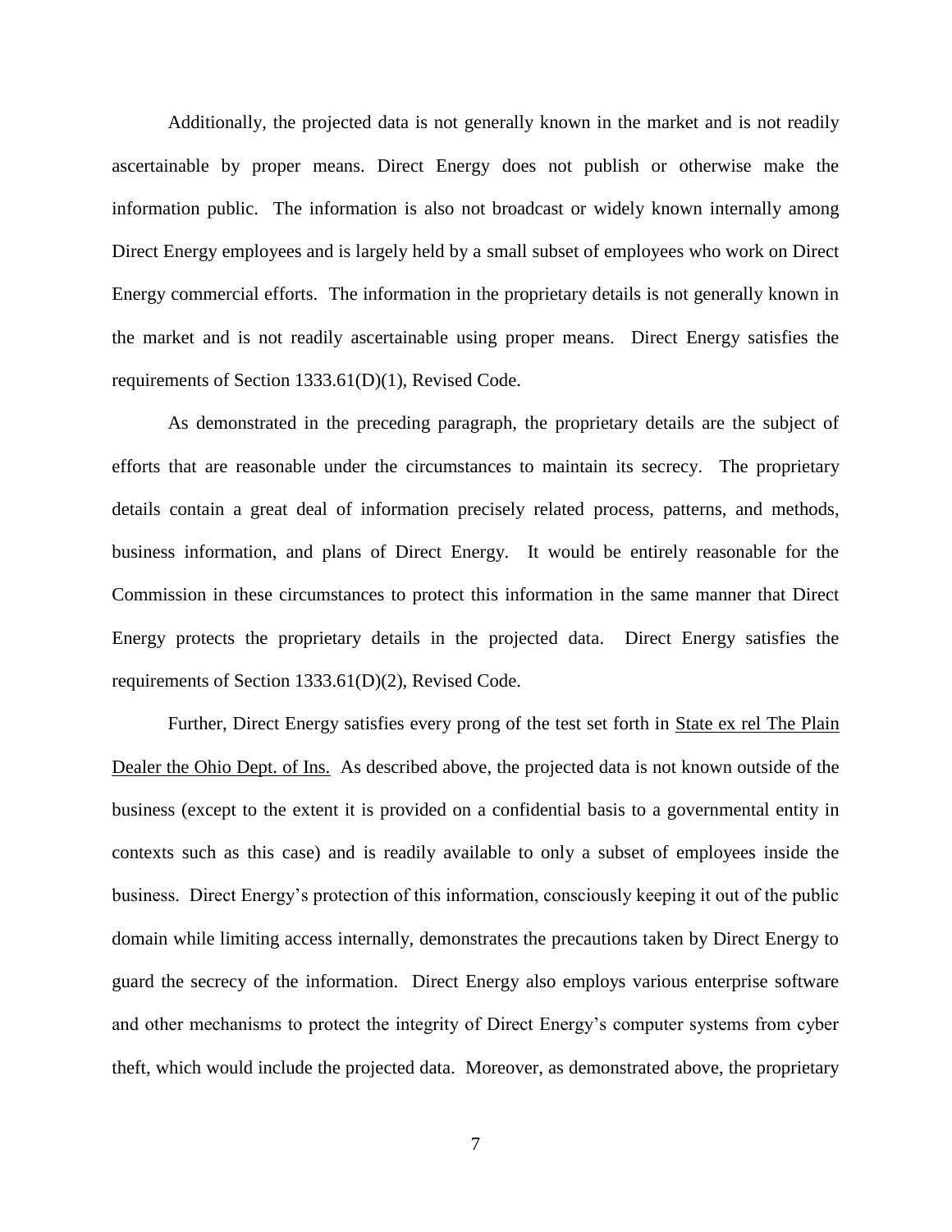Additionally, the projected data is not generally known in the market and is not readily ascertainable by proper means. Direct Energy does not publish or otherwise make the information public. The information is also not broadcast or widely known internally among Direct Energy employees and is largely held by a small subset of employees who work on Direct Energy commercial efforts. The information in the proprietary details is not generally known in the market and is not readily ascertainable using proper means. Direct Energy satisfies the requirements of Section 1333.61(D)(1), Revised Code.

As demonstrated in the preceding paragraph, the proprietary details are the subject of efforts that are reasonable under the circumstances to maintain its secrecy. The proprietary details contain a great deal of information precisely related process, patterns, and methods, business information, and plans of Direct Energy. It would be entirely reasonable for the Commission in these circumstances to protect this information in the same manner that Direct Energy protects the proprietary details in the projected data. Direct Energy satisfies the requirements of Section 1333.61(D)(2), Revised Code.

Further, Direct Energy satisfies every prong of the test set forth in State ex rel The Plain Dealer the Ohio Dept. of Ins. As described above, the projected data is not known outside of the business (except to the extent it is provided on a confidential basis to a governmental entity in contexts such as this case) and is readily available to only a subset of employees inside the business. Direct Energy's protection of this information, consciously keeping it out of the public domain while limiting access internally, demonstrates the precautions taken by Direct Energy to guard the secrecy of the information. Direct Energy also employs various enterprise software and other mechanisms to protect the integrity of Direct Energy's computer systems from cyber theft, which would include the projected data. Moreover, as demonstrated above, the proprietary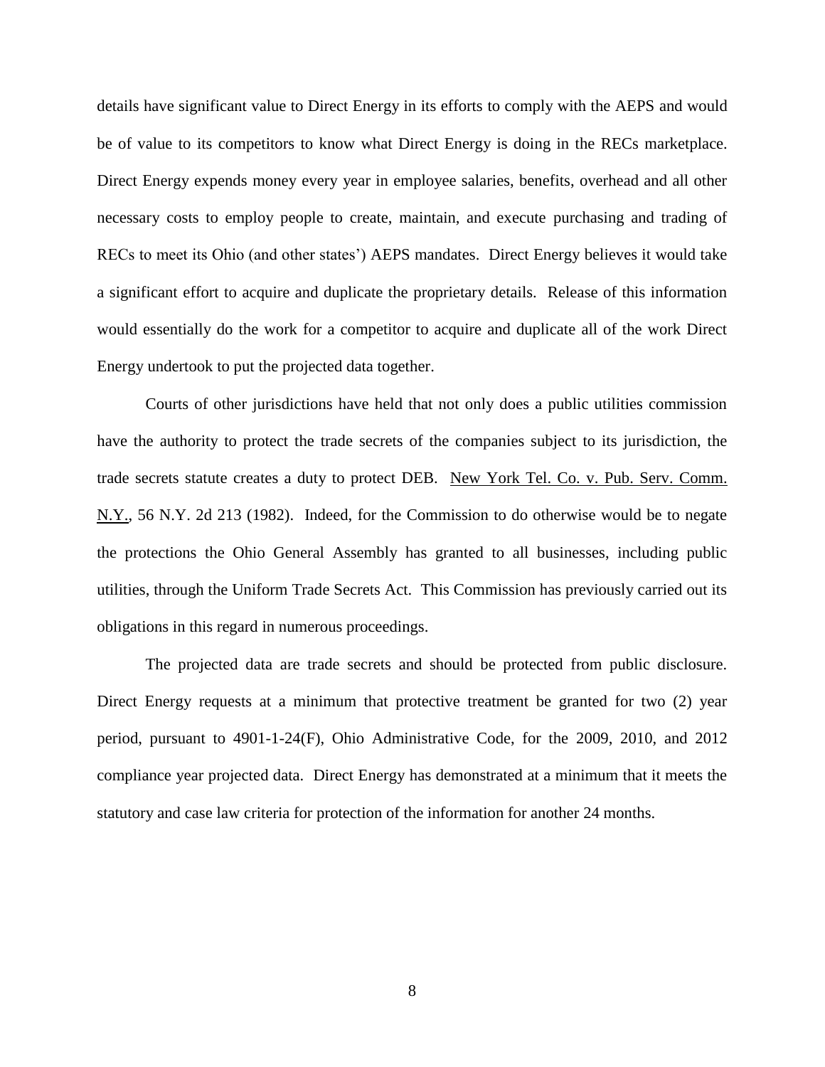details have significant value to Direct Energy in its efforts to comply with the AEPS and would be of value to its competitors to know what Direct Energy is doing in the RECs marketplace. Direct Energy expends money every year in employee salaries, benefits, overhead and all other necessary costs to employ people to create, maintain, and execute purchasing and trading of RECs to meet its Ohio (and other states') AEPS mandates. Direct Energy believes it would take a significant effort to acquire and duplicate the proprietary details. Release of this information would essentially do the work for a competitor to acquire and duplicate all of the work Direct Energy undertook to put the projected data together.

Courts of other jurisdictions have held that not only does a public utilities commission have the authority to protect the trade secrets of the companies subject to its jurisdiction, the trade secrets statute creates a duty to protect DEB. New York Tel. Co. v. Pub. Serv. Comm. N.Y., 56 N.Y. 2d 213 (1982). Indeed, for the Commission to do otherwise would be to negate the protections the Ohio General Assembly has granted to all businesses, including public utilities, through the Uniform Trade Secrets Act. This Commission has previously carried out its obligations in this regard in numerous proceedings.

The projected data are trade secrets and should be protected from public disclosure. Direct Energy requests at a minimum that protective treatment be granted for two (2) year period, pursuant to 4901-1-24(F), Ohio Administrative Code, for the 2009, 2010, and 2012 compliance year projected data. Direct Energy has demonstrated at a minimum that it meets the statutory and case law criteria for protection of the information for another 24 months.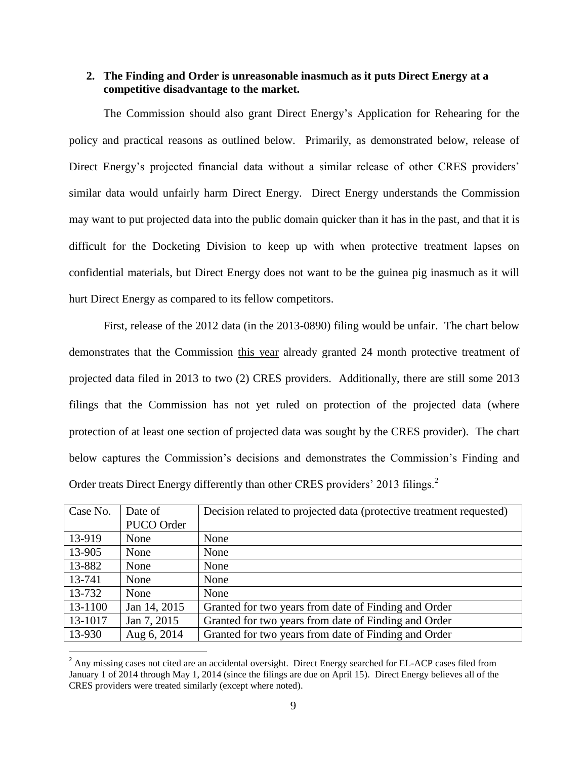**2. The Finding and Order is unreasonable inasmuch as it puts Direct Energy at a competitive disadvantage to the market.**

The Commission should also grant Direct Energy's Application for Rehearing for the policy and practical reasons as outlined below. Primarily, as demonstrated below, release of Direct Energy's projected financial data without a similar release of other CRES providers' similar data would unfairly harm Direct Energy. Direct Energy understands the Commission may want to put projected data into the public domain quicker than it has in the past, and that it is difficult for the Docketing Division to keep up with when protective treatment lapses on confidential materials, but Direct Energy does not want to be the guinea pig inasmuch as it will hurt Direct Energy as compared to its fellow competitors.

First, release of the 2012 data (in the 2013-0890) filing would be unfair. The chart below demonstrates that the Commission this year already granted 24 month protective treatment of projected data filed in 2013 to two (2) CRES providers. Additionally, there are still some 2013 filings that the Commission has not yet ruled on protection of the projected data (where protection of at least one section of projected data was sought by the CRES provider). The chart below captures the Commission's decisions and demonstrates the Commission's Finding and Order treats Direct Energy differently than other CRES providers' 2013 filings.[2]

| Case No. | Date of PUCO Order | Decision related to projected data (protective treatment requested) |
|---|---|---|
| 13-919 | None | None |
| 13-905 | None | None |
| 13-882 | None | None |
| 13-741 | None | None |
| 13-732 | None | None |
| 13-1100 | Jan 14, 2015 | Granted for two years from date of Finding and Order |
| 13-1017 | Jan 7, 2015 | Granted for two years from date of Finding and Order |
| 13-930 | Aug 6, 2014 | Granted for two years from date of Finding and Order |

[2] Any missing cases not cited are an accidental oversight. Direct Energy searched for EL-ACP cases filed from January 1 of 2014 through May 1, 2014 (since the filings are due on April 15). Direct Energy believes all of the CRES providers were treated similarly (except where noted).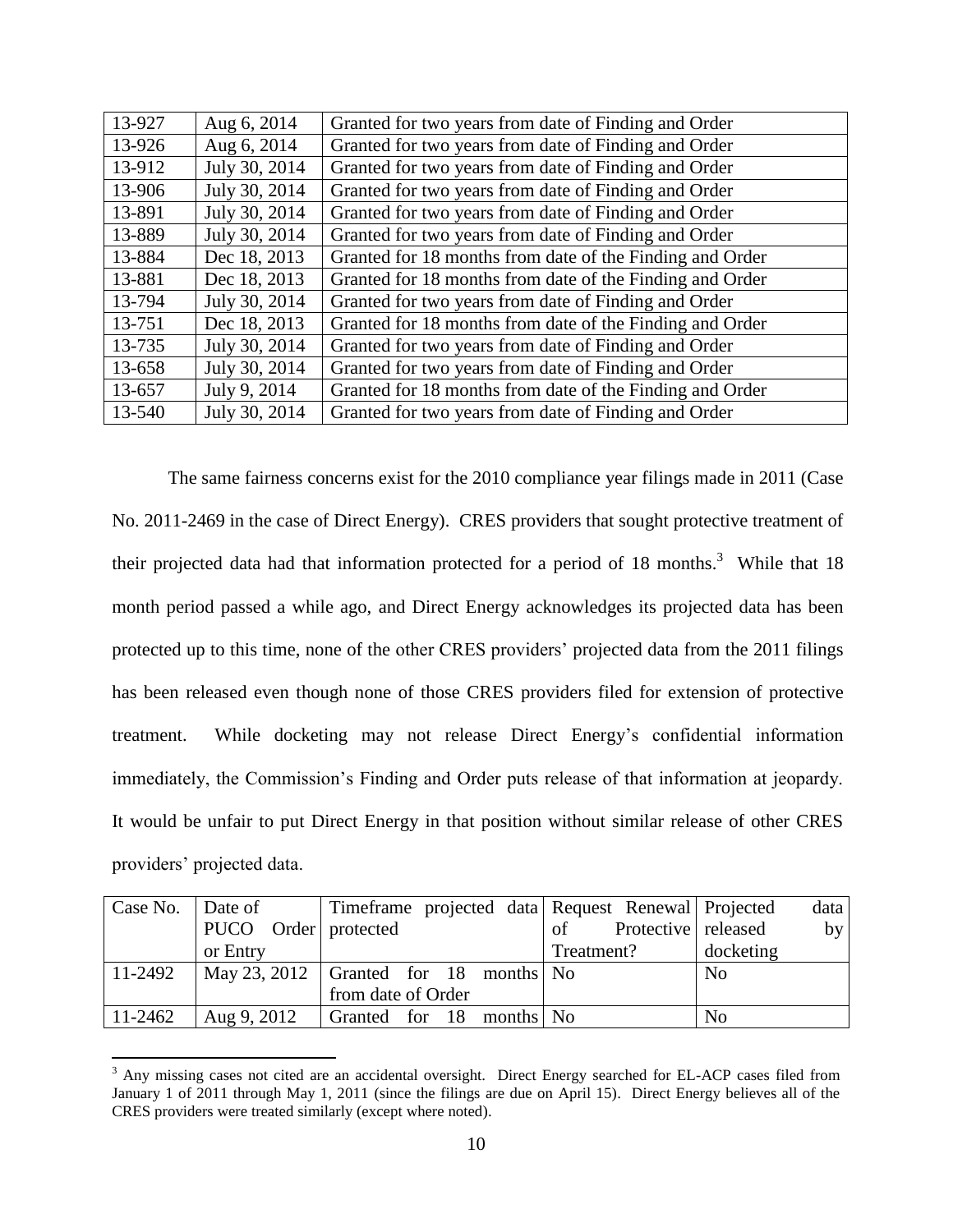| 13-927 | Aug 6, 2014 | Granted for two years from date of Finding and Order |
|---|---|---|
| 13-926 | Aug 6, 2014 | Granted for two years from date of Finding and Order |
| 13-912 | July 30, 2014 | Granted for two years from date of Finding and Order |
| 13-906 | July 30, 2014 | Granted for two years from date of Finding and Order |
| 13-891 | July 30, 2014 | Granted for two years from date of Finding and Order |
| 13-889 | July 30, 2014 | Granted for two years from date of Finding and Order |
| 13-884 | Dec 18, 2013 | Granted for 18 months from date of the Finding and Order |
| 13-881 | Dec 18, 2013 | Granted for 18 months from date of the Finding and Order |
| 13-794 | July 30, 2014 | Granted for two years from date of Finding and Order |
| 13-751 | Dec 18, 2013 | Granted for 18 months from date of the Finding and Order |
| 13-735 | July 30, 2014 | Granted for two years from date of Finding and Order |
| 13-658 | July 30, 2014 | Granted for two years from date of Finding and Order |
| 13-657 | July 9, 2014 | Granted for 18 months from date of the Finding and Order |
| 13-540 | July 30, 2014 | Granted for two years from date of Finding and Order |

The same fairness concerns exist for the 2010 compliance year filings made in 2011 (Case No. 2011-2469 in the case of Direct Energy). CRES providers that sought protective treatment of their projected data had that information protected for a period of 18 months.[3] While that 18 month period passed a while ago, and Direct Energy acknowledges its projected data has been protected up to this time, none of the other CRES providers' projected data from the 2011 filings has been released even though none of those CRES providers filed for extension of protective treatment. While docketing may not release Direct Energy's confidential information immediately, the Commission's Finding and Order puts release of that information at jeopardy. It would be unfair to put Direct Energy in that position without similar release of other CRES providers' projected data.

| Case No. | Date of PUCO Order or Entry | Timeframe projected data protected | Request Renewal of Protective Treatment? | Projected data released by docketing |
|---|---|---|---|---|
| 11-2492 | May 23, 2012 | Granted for 18 months from date of Order | No | No |
| 11-2462 | Aug 9, 2012 | Granted for 18 months | No | No |

[3] Any missing cases not cited are an accidental oversight. Direct Energy searched for EL-ACP cases filed from January 1 of 2011 through May 1, 2011 (since the filings are due on April 15). Direct Energy believes all of the CRES providers were treated similarly (except where noted).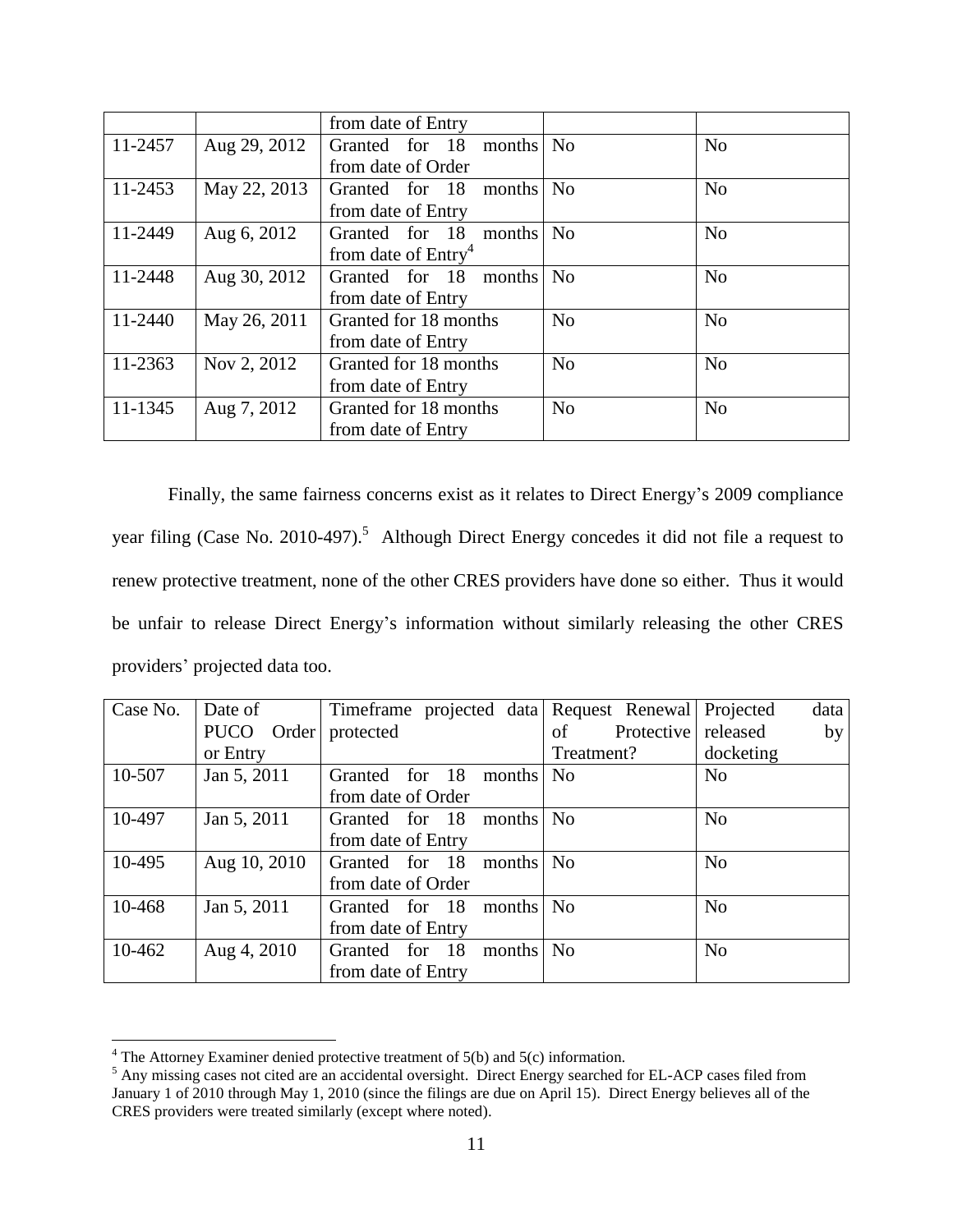| | | from date of Entry | | |
|---|---|---|---|---|
| 11-2457 | Aug 29, 2012 | Granted for 18 months from date of Order | No | No |
| 11-2453 | May 22, 2013 | Granted for 18 months from date of Entry | No | No |
| 11-2449 | Aug 6, 2012 | Granted for 18 months from date of Entry[4] | No | No |
| 11-2448 | Aug 30, 2012 | Granted for 18 months from date of Entry | No | No |
| 11-2440 | May 26, 2011 | Granted for 18 months from date of Entry | No | No |
| 11-2363 | Nov 2, 2012 | Granted for 18 months from date of Entry | No | No |
| 11-1345 | Aug 7, 2012 | Granted for 18 months from date of Entry | No | No |

Finally, the same fairness concerns exist as it relates to Direct Energy's 2009 compliance year filing (Case No. 2010-497).[5] Although Direct Energy concedes it did not file a request to renew protective treatment, none of the other CRES providers have done so either. Thus it would be unfair to release Direct Energy's information without similarly releasing the other CRES providers' projected data too.

| Case No. | Date of PUCO Order or Entry | Timeframe projected data protected | Request Renewal of Protective Treatment? | Projected data released by docketing |
|---|---|---|---|---|
| 10-507 | Jan 5, 2011 | Granted for 18 months from date of Order | No | No |
| 10-497 | Jan 5, 2011 | Granted for 18 months from date of Entry | No | No |
| 10-495 | Aug 10, 2010 | Granted for 18 months from date of Order | No | No |
| 10-468 | Jan 5, 2011 | Granted for 18 months from date of Entry | No | No |
| 10-462 | Aug 4, 2010 | Granted for 18 months from date of Entry | No | No |

[4] The Attorney Examiner denied protective treatment of 5(b) and 5(c) information.

[5] Any missing cases not cited are an accidental oversight. Direct Energy searched for EL-ACP cases filed from January 1 of 2010 through May 1, 2010 (since the filings are due on April 15). Direct Energy believes all of the CRES providers were treated similarly (except where noted).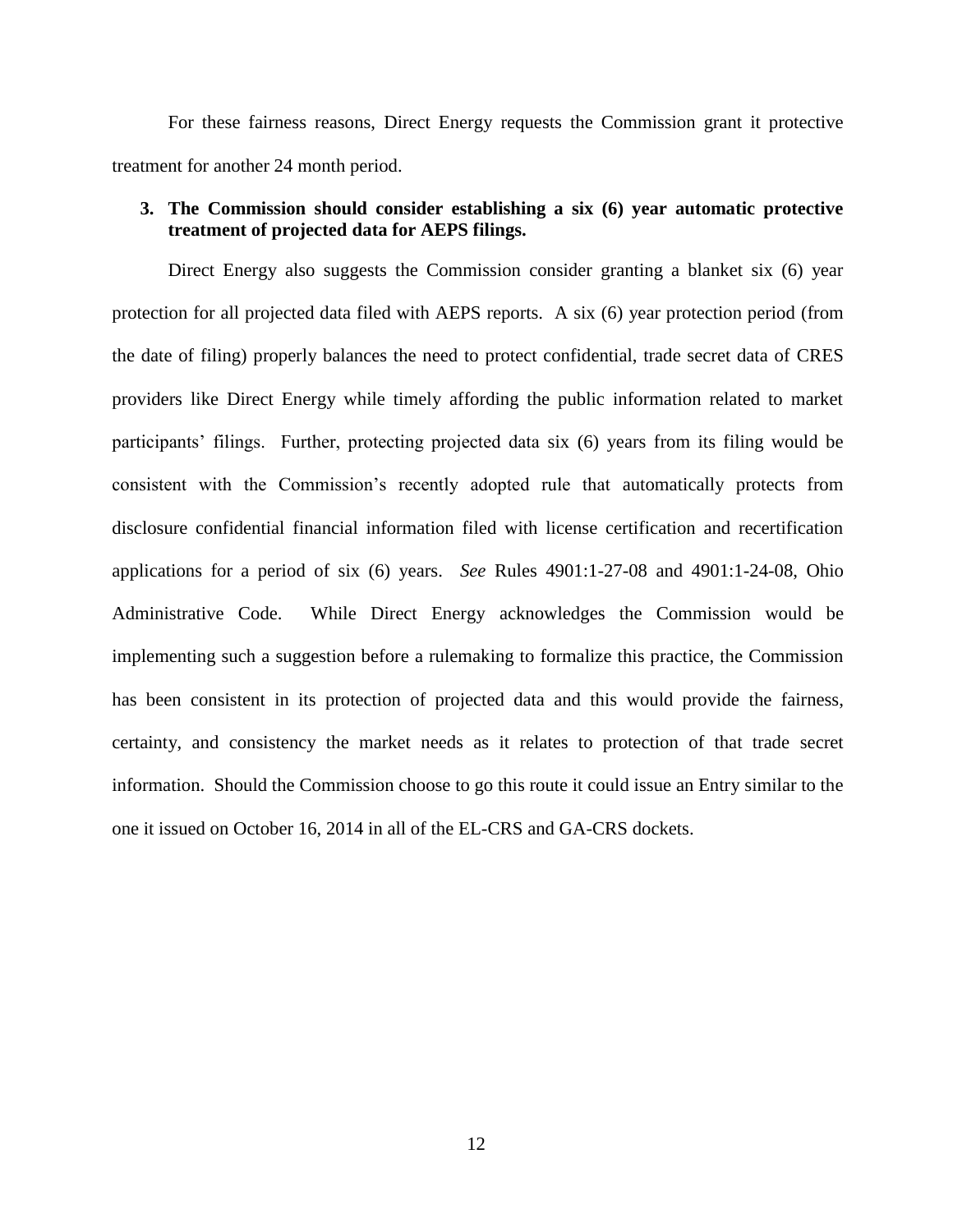For these fairness reasons, Direct Energy requests the Commission grant it protective treatment for another 24 month period.

**3. The Commission should consider establishing a six (6) year automatic protective treatment of projected data for AEPS filings.**

Direct Energy also suggests the Commission consider granting a blanket six (6) year protection for all projected data filed with AEPS reports. A six (6) year protection period (from the date of filing) properly balances the need to protect confidential, trade secret data of CRES providers like Direct Energy while timely affording the public information related to market participants' filings. Further, protecting projected data six (6) years from its filing would be consistent with the Commission's recently adopted rule that automatically protects from disclosure confidential financial information filed with license certification and recertification applications for a period of six (6) years. *See* Rules 4901:1-27-08 and 4901:1-24-08, Ohio Administrative Code. While Direct Energy acknowledges the Commission would be implementing such a suggestion before a rulemaking to formalize this practice, the Commission has been consistent in its protection of projected data and this would provide the fairness, certainty, and consistency the market needs as it relates to protection of that trade secret information. Should the Commission choose to go this route it could issue an Entry similar to the one it issued on October 16, 2014 in all of the EL-CRS and GA-CRS dockets.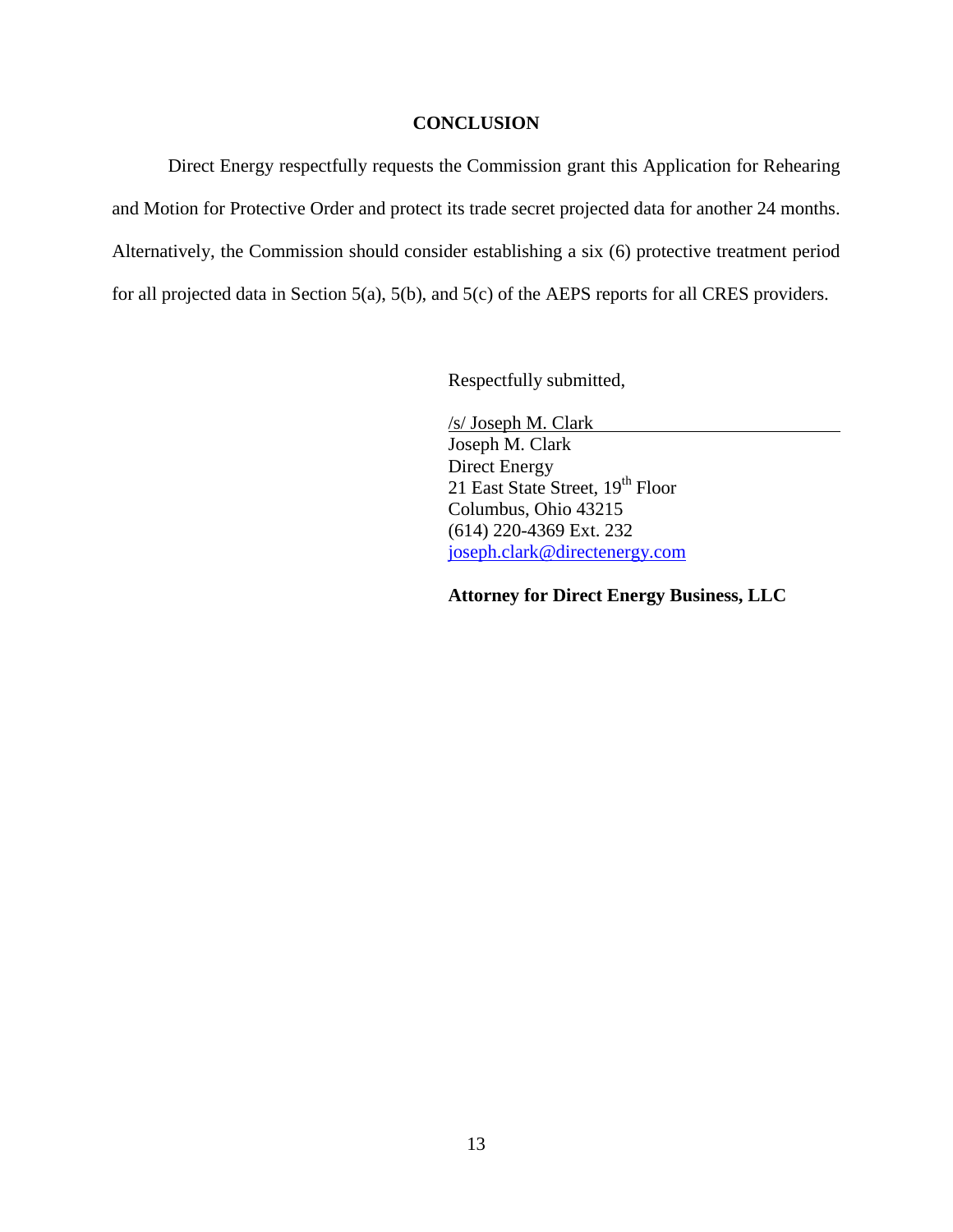## CONCLUSION

Direct Energy respectfully requests the Commission grant this Application for Rehearing and Motion for Protective Order and protect its trade secret projected data for another 24 months. Alternatively, the Commission should consider establishing a six (6) protective treatment period for all projected data in Section 5(a), 5(b), and 5(c) of the AEPS reports for all CRES providers.

Respectfully submitted,

/s/ Joseph M. Clark
Joseph M. Clark
Direct Energy
21 East State Street, 19th Floor
Columbus, Ohio 43215
(614) 220-4369 Ext. 232
joseph.clark@directenergy.com

**Attorney for Direct Energy Business, LLC**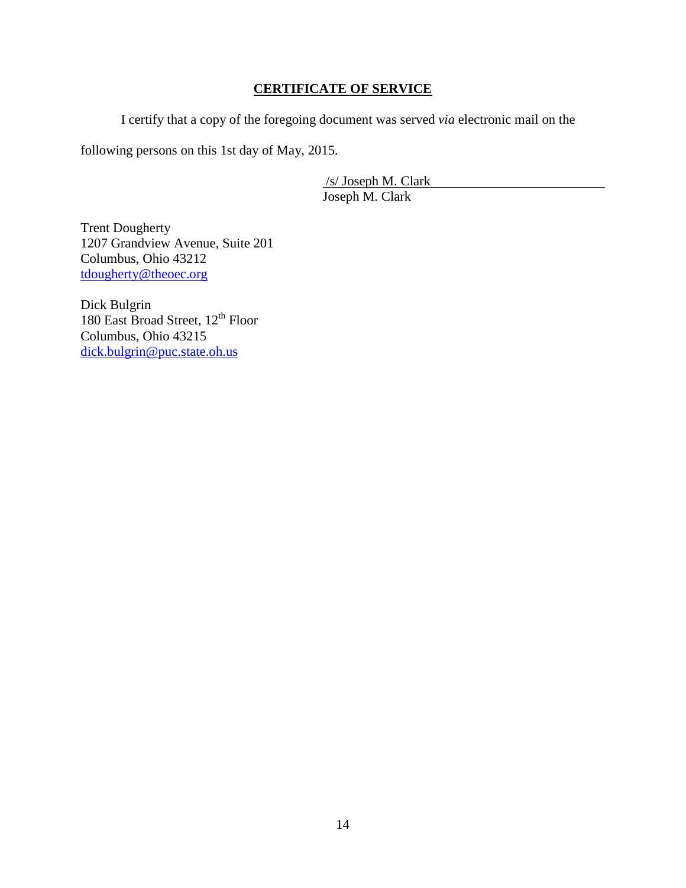**CERTIFICATE OF SERVICE**

I certify that a copy of the foregoing document was served *via* electronic mail on the following persons on this 1st day of May, 2015.

/s/ Joseph M. Clark
Joseph M. Clark

Trent Dougherty
1207 Grandview Avenue, Suite 201
Columbus, Ohio 43212
tdougherty@theoec.org

Dick Bulgrin
180 East Broad Street, 12th Floor
Columbus, Ohio 43215
dick.bulgrin@puc.state.oh.us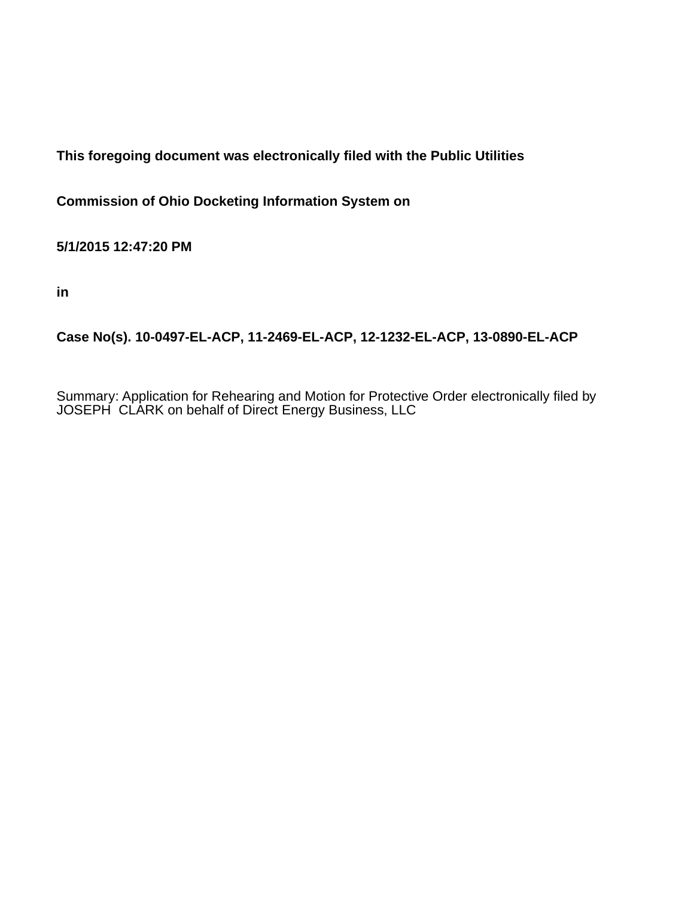**This foregoing document was electronically filed with the Public Utilities**

**Commission of Ohio Docketing Information System on**

**5/1/2015 12:47:20 PM**

**in**

**Case No(s). 10-0497-EL-ACP, 11-2469-EL-ACP, 12-1232-EL-ACP, 13-0890-EL-ACP**

Summary: Application for Rehearing and Motion for Protective Order electronically filed by JOSEPH CLARK on behalf of Direct Energy Business, LLC